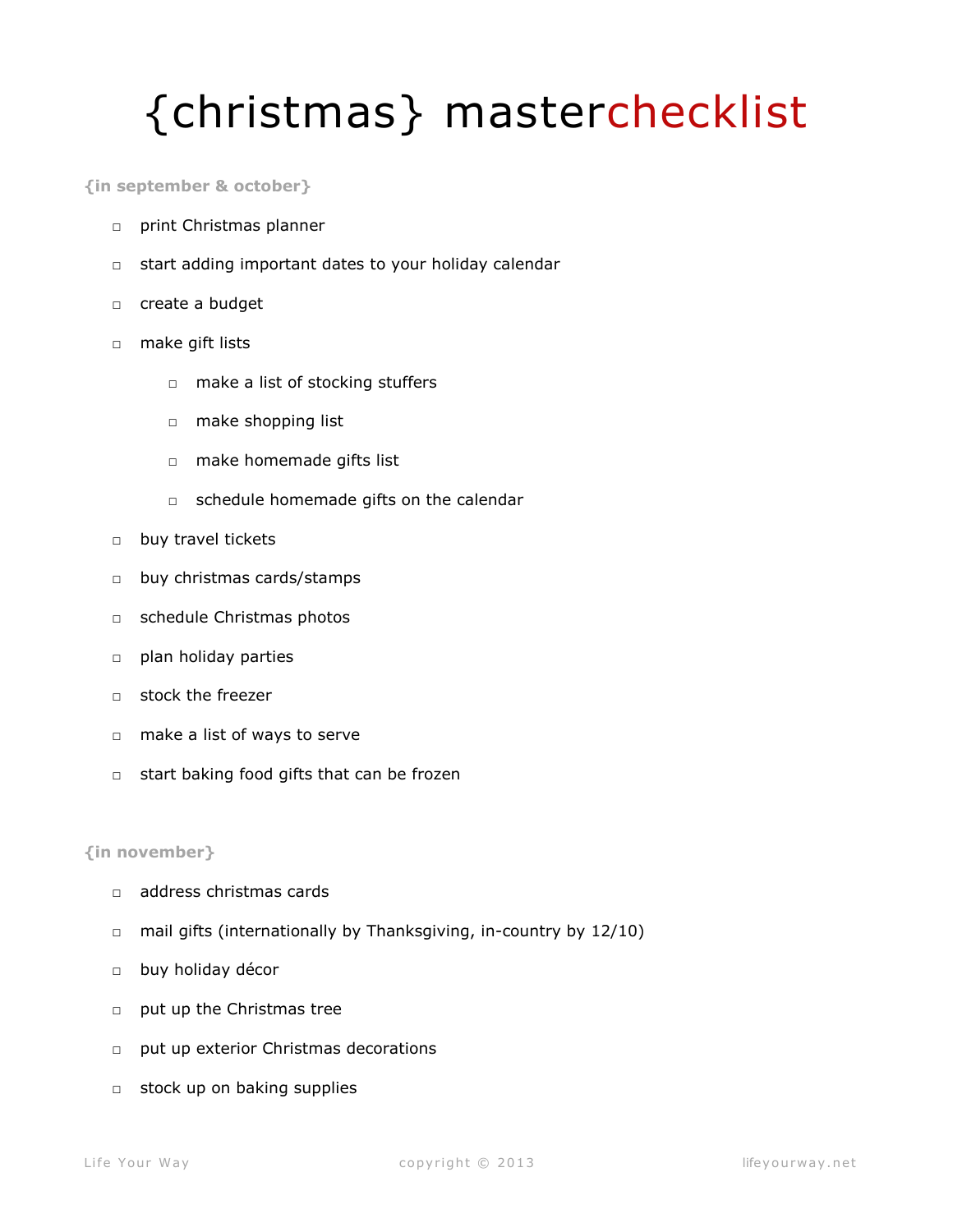# {christmas} masterchecklist

### {in september & october}

- ☐ print Christmas planner
- ☐ start adding important dates to your holiday calendar
- ☐ create a budget
- ☐ make gift lists
  - ☐ make a list of stocking stuffers
  - ☐ make shopping list
  - ☐ make homemade gifts list
  - ☐ schedule homemade gifts on the calendar
- ☐ buy travel tickets
- ☐ buy christmas cards/stamps
- ☐ schedule Christmas photos
- ☐ plan holiday parties
- ☐ stock the freezer
- ☐ make a list of ways to serve
- ☐ start baking food gifts that can be frozen

### {in november}

- ☐ address christmas cards
- ☐ mail gifts (internationally by Thanksgiving, in-country by 12/10)
- ☐ buy holiday décor
- ☐ put up the Christmas tree
- ☐ put up exterior Christmas decorations
- ☐ stock up on baking supplies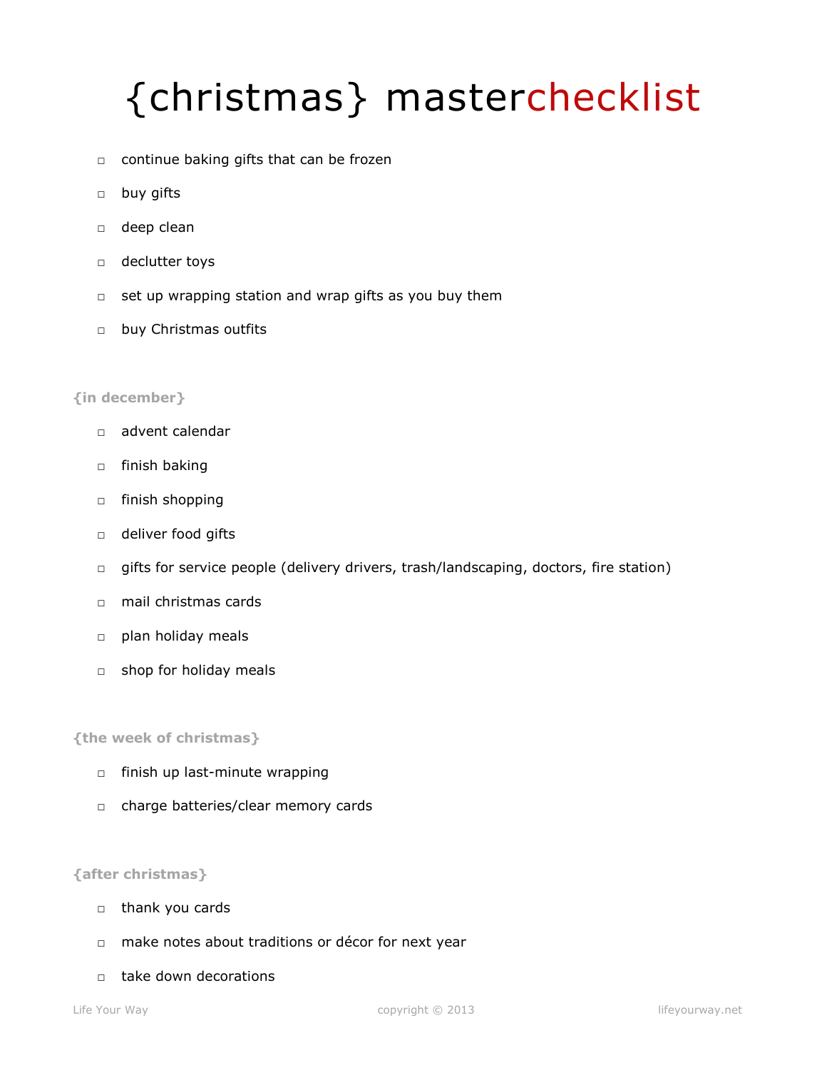# {christmas} masterchecklist

- ☐ continue baking gifts that can be frozen
- ☐ buy gifts
- ☐ deep clean
- ☐ declutter toys
- ☐ set up wrapping station and wrap gifts as you buy them
- ☐ buy Christmas outfits

### {in december}

- ☐ advent calendar
- ☐ finish baking
- ☐ finish shopping
- ☐ deliver food gifts
- ☐ gifts for service people (delivery drivers, trash/landscaping, doctors, fire station)
- ☐ mail christmas cards
- ☐ plan holiday meals
- ☐ shop for holiday meals

### {the week of christmas}

- ☐ finish up last-minute wrapping
- ☐ charge batteries/clear memory cards

### {after christmas}

- ☐ thank you cards
- ☐ make notes about traditions or décor for next year
- ☐ take down decorations